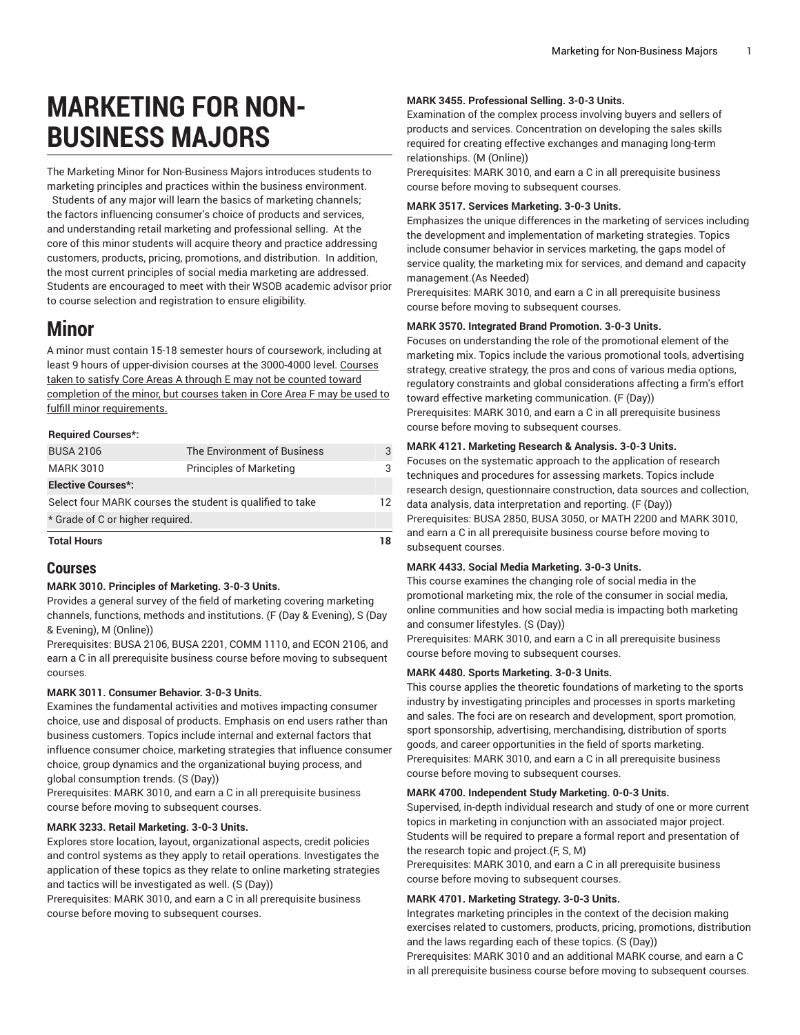# MARKETING FOR NON-BUSINESS MAJORS

The Marketing Minor for Non-Business Majors introduces students to marketing principles and practices within the business environment. Students of any major will learn the basics of marketing channels; the factors influencing consumer's choice of products and services, and understanding retail marketing and professional selling. At the core of this minor students will acquire theory and practice addressing customers, products, pricing, promotions, and distribution. In addition, the most current principles of social media marketing are addressed. Students are encouraged to meet with their WSOB academic advisor prior to course selection and registration to ensure eligibility.

# Minor

A minor must contain 15-18 semester hours of coursework, including at least 9 hours of upper-division courses at the 3000-4000 level. Courses taken to satisfy Core Areas A through E may not be counted toward completion of the minor, but courses taken in Core Area F may be used to fulfill minor requirements.

| | | |
|---|---|---|
| **Required Courses*:** | | |
| BUSA 2106 | The Environment of Business | 3 |
| MARK 3010 | Principles of Marketing | 3 |
| **Elective Courses*:** | | |
| Select four MARK courses the student is qualified to take | | 12 |
| * Grade of C or higher required. | | |
| **Total Hours** | | **18** |

## Courses

**MARK 3010. Principles of Marketing. 3-0-3 Units.**
Provides a general survey of the field of marketing covering marketing channels, functions, methods and institutions. (F (Day & Evening), S (Day & Evening), M (Online))
Prerequisites: BUSA 2106, BUSA 2201, COMM 1110, and ECON 2106, and earn a C in all prerequisite business course before moving to subsequent courses.

**MARK 3011. Consumer Behavior. 3-0-3 Units.**
Examines the fundamental activities and motives impacting consumer choice, use and disposal of products. Emphasis on end users rather than business customers. Topics include internal and external factors that influence consumer choice, marketing strategies that influence consumer choice, group dynamics and the organizational buying process, and global consumption trends. (S (Day))
Prerequisites: MARK 3010, and earn a C in all prerequisite business course before moving to subsequent courses.

**MARK 3233. Retail Marketing. 3-0-3 Units.**
Explores store location, layout, organizational aspects, credit policies and control systems as they apply to retail operations. Investigates the application of these topics as they relate to online marketing strategies and tactics will be investigated as well. (S (Day))
Prerequisites: MARK 3010, and earn a C in all prerequisite business course before moving to subsequent courses.

**MARK 3455. Professional Selling. 3-0-3 Units.**
Examination of the complex process involving buyers and sellers of products and services. Concentration on developing the sales skills required for creating effective exchanges and managing long-term relationships. (M (Online))
Prerequisites: MARK 3010, and earn a C in all prerequisite business course before moving to subsequent courses.

**MARK 3517. Services Marketing. 3-0-3 Units.**
Emphasizes the unique differences in the marketing of services including the development and implementation of marketing strategies. Topics include consumer behavior in services marketing, the gaps model of service quality, the marketing mix for services, and demand and capacity management.(As Needed)
Prerequisites: MARK 3010, and earn a C in all prerequisite business course before moving to subsequent courses.

**MARK 3570. Integrated Brand Promotion. 3-0-3 Units.**
Focuses on understanding the role of the promotional element of the marketing mix. Topics include the various promotional tools, advertising strategy, creative strategy, the pros and cons of various media options, regulatory constraints and global considerations affecting a firm's effort toward effective marketing communication. (F (Day))
Prerequisites: MARK 3010, and earn a C in all prerequisite business course before moving to subsequent courses.

**MARK 4121. Marketing Research & Analysis. 3-0-3 Units.**
Focuses on the systematic approach to the application of research techniques and procedures for assessing markets. Topics include research design, questionnaire construction, data sources and collection, data analysis, data interpretation and reporting. (F (Day))
Prerequisites: BUSA 2850, BUSA 3050, or MATH 2200 and MARK 3010, and earn a C in all prerequisite business course before moving to subsequent courses.

**MARK 4433. Social Media Marketing. 3-0-3 Units.**
This course examines the changing role of social media in the promotional marketing mix, the role of the consumer in social media, online communities and how social media is impacting both marketing and consumer lifestyles. (S (Day))
Prerequisites: MARK 3010, and earn a C in all prerequisite business course before moving to subsequent courses.

**MARK 4480. Sports Marketing. 3-0-3 Units.**
This course applies the theoretic foundations of marketing to the sports industry by investigating principles and processes in sports marketing and sales. The foci are on research and development, sport promotion, sport sponsorship, advertising, merchandising, distribution of sports goods, and career opportunities in the field of sports marketing.
Prerequisites: MARK 3010, and earn a C in all prerequisite business course before moving to subsequent courses.

**MARK 4700. Independent Study Marketing. 0-0-3 Units.**
Supervised, in-depth individual research and study of one or more current topics in marketing in conjunction with an associated major project. Students will be required to prepare a formal report and presentation of the research topic and project.(F, S, M)
Prerequisites: MARK 3010, and earn a C in all prerequisite business course before moving to subsequent courses.

**MARK 4701. Marketing Strategy. 3-0-3 Units.**
Integrates marketing principles in the context of the decision making exercises related to customers, products, pricing, promotions, distribution and the laws regarding each of these topics. (S (Day))
Prerequisites: MARK 3010 and an additional MARK course, and earn a C in all prerequisite business course before moving to subsequent courses.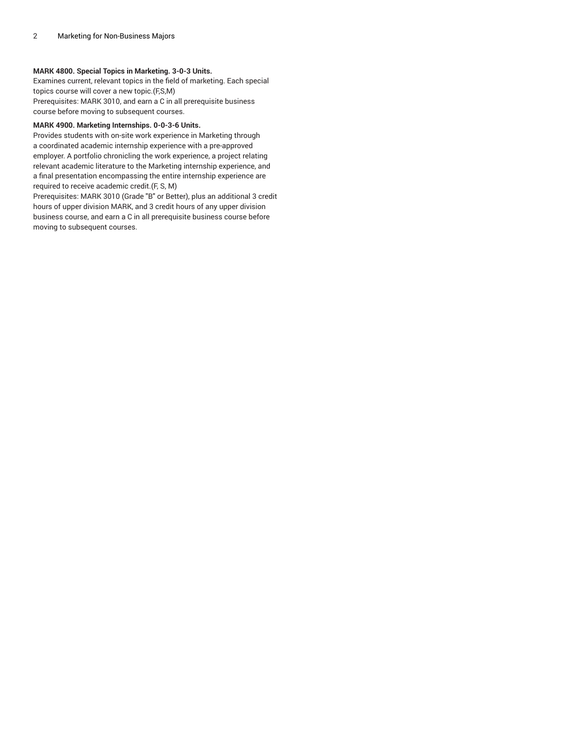**MARK 4800. Special Topics in Marketing. 3-0-3 Units.**
Examines current, relevant topics in the field of marketing. Each special topics course will cover a new topic.(F,S,M)
Prerequisites: MARK 3010, and earn a C in all prerequisite business course before moving to subsequent courses.

**MARK 4900. Marketing Internships. 0-0-3-6 Units.**
Provides students with on-site work experience in Marketing through a coordinated academic internship experience with a pre-approved employer. A portfolio chronicling the work experience, a project relating relevant academic literature to the Marketing internship experience, and a final presentation encompassing the entire internship experience are required to receive academic credit.(F, S, M)
Prerequisites: MARK 3010 (Grade "B" or Better), plus an additional 3 credit hours of upper division MARK, and 3 credit hours of any upper division business course, and earn a C in all prerequisite business course before moving to subsequent courses.